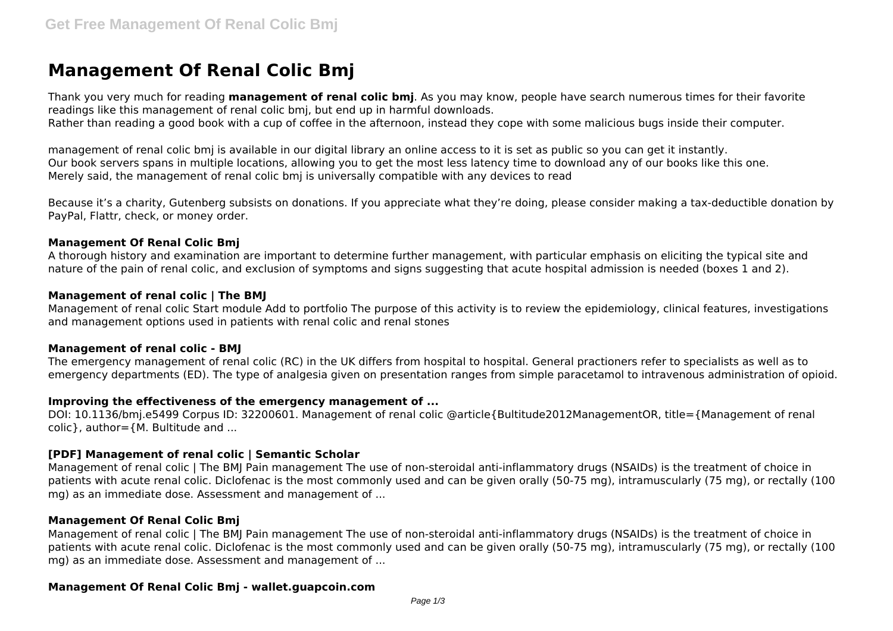# Management Of Renal Colic Bmj

Thank you very much for reading **management of renal colic bmj**. As you may know, people have search numerous times for their favorite readings like this management of renal colic bmj, but end up in harmful downloads.
Rather than reading a good book with a cup of coffee in the afternoon, instead they cope with some malicious bugs inside their computer.

management of renal colic bmj is available in our digital library an online access to it is set as public so you can get it instantly.
Our book servers spans in multiple locations, allowing you to get the most less latency time to download any of our books like this one.
Merely said, the management of renal colic bmj is universally compatible with any devices to read

Because it's a charity, Gutenberg subsists on donations. If you appreciate what they're doing, please consider making a tax-deductible donation by PayPal, Flattr, check, or money order.

### Management Of Renal Colic Bmj

A thorough history and examination are important to determine further management, with particular emphasis on eliciting the typical site and nature of the pain of renal colic, and exclusion of symptoms and signs suggesting that acute hospital admission is needed (boxes 1 and 2).

### Management of renal colic | The BMJ

Management of renal colic Start module Add to portfolio The purpose of this activity is to review the epidemiology, clinical features, investigations and management options used in patients with renal colic and renal stones

### Management of renal colic - BMJ

The emergency management of renal colic (RC) in the UK differs from hospital to hospital. General practioners refer to specialists as well as to emergency departments (ED). The type of analgesia given on presentation ranges from simple paracetamol to intravenous administration of opioid.

### Improving the effectiveness of the emergency management of ...

DOI: 10.1136/bmj.e5499 Corpus ID: 32200601. Management of renal colic @article{Bultitude2012ManagementOR, title={Management of renal colic}, author={M. Bultitude and ...

### [PDF] Management of renal colic | Semantic Scholar

Management of renal colic | The BMJ Pain management The use of non-steroidal anti-inflammatory drugs (NSAIDs) is the treatment of choice in patients with acute renal colic. Diclofenac is the most commonly used and can be given orally (50-75 mg), intramuscularly (75 mg), or rectally (100 mg) as an immediate dose. Assessment and management of ...

### Management Of Renal Colic Bmj

Management of renal colic | The BMJ Pain management The use of non-steroidal anti-inflammatory drugs (NSAIDs) is the treatment of choice in patients with acute renal colic. Diclofenac is the most commonly used and can be given orally (50-75 mg), intramuscularly (75 mg), or rectally (100 mg) as an immediate dose. Assessment and management of ...

### Management Of Renal Colic Bmj - wallet.guapcoin.com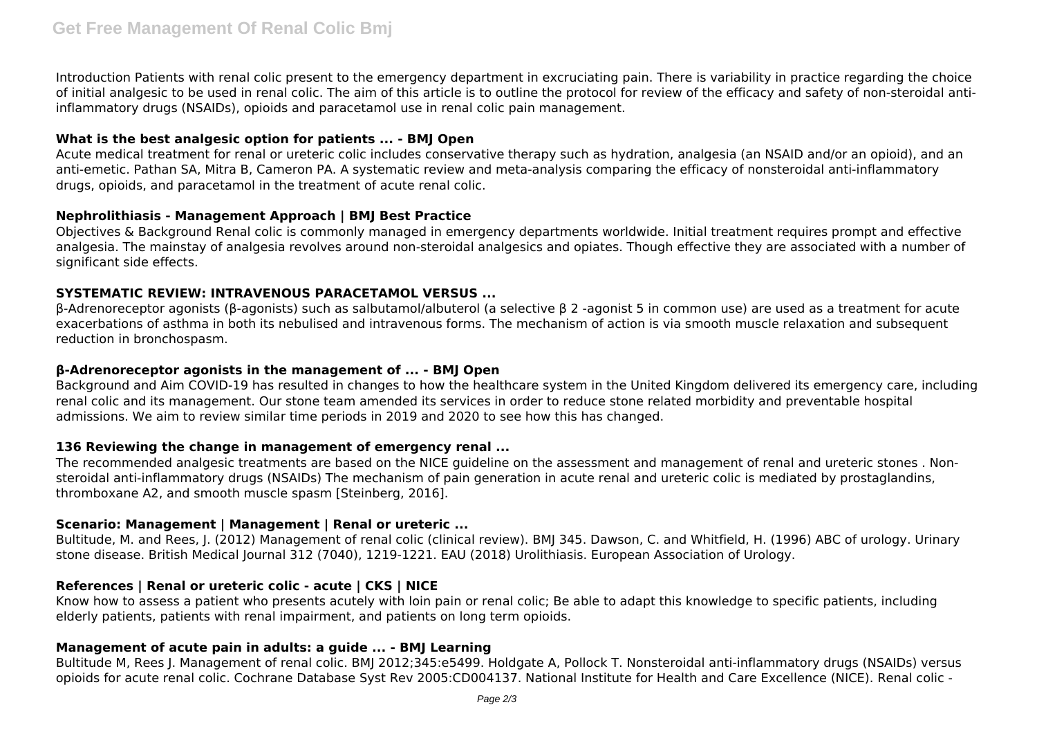Introduction Patients with renal colic present to the emergency department in excruciating pain. There is variability in practice regarding the choice of initial analgesic to be used in renal colic. The aim of this article is to outline the protocol for review of the efficacy and safety of non-steroidal anti-inflammatory drugs (NSAIDs), opioids and paracetamol use in renal colic pain management.

### What is the best analgesic option for patients ... - BMJ Open

Acute medical treatment for renal or ureteric colic includes conservative therapy such as hydration, analgesia (an NSAID and/or an opioid), and an anti-emetic. Pathan SA, Mitra B, Cameron PA. A systematic review and meta-analysis comparing the efficacy of nonsteroidal anti-inflammatory drugs, opioids, and paracetamol in the treatment of acute renal colic.

### Nephrolithiasis - Management Approach | BMJ Best Practice

Objectives & Background Renal colic is commonly managed in emergency departments worldwide. Initial treatment requires prompt and effective analgesia. The mainstay of analgesia revolves around non-steroidal analgesics and opiates. Though effective they are associated with a number of significant side effects.

### SYSTEMATIC REVIEW: INTRAVENOUS PARACETAMOL VERSUS ...

β-Adrenoreceptor agonists (β-agonists) such as salbutamol/albuterol (a selective β 2 -agonist 5 in common use) are used as a treatment for acute exacerbations of asthma in both its nebulised and intravenous forms. The mechanism of action is via smooth muscle relaxation and subsequent reduction in bronchospasm.

### β-Adrenoreceptor agonists in the management of ... - BMJ Open

Background and Aim COVID-19 has resulted in changes to how the healthcare system in the United Kingdom delivered its emergency care, including renal colic and its management. Our stone team amended its services in order to reduce stone related morbidity and preventable hospital admissions. We aim to review similar time periods in 2019 and 2020 to see how this has changed.

### 136 Reviewing the change in management of emergency renal ...

The recommended analgesic treatments are based on the NICE guideline on the assessment and management of renal and ureteric stones . Non-steroidal anti-inflammatory drugs (NSAIDs) The mechanism of pain generation in acute renal and ureteric colic is mediated by prostaglandins, thromboxane A2, and smooth muscle spasm [Steinberg, 2016].

### Scenario: Management | Management | Renal or ureteric ...

Bultitude, M. and Rees, J. (2012) Management of renal colic (clinical review). BMJ 345. Dawson, C. and Whitfield, H. (1996) ABC of urology. Urinary stone disease. British Medical Journal 312 (7040), 1219-1221. EAU (2018) Urolithiasis. European Association of Urology.

### References | Renal or ureteric colic - acute | CKS | NICE

Know how to assess a patient who presents acutely with loin pain or renal colic; Be able to adapt this knowledge to specific patients, including elderly patients, patients with renal impairment, and patients on long term opioids.

### Management of acute pain in adults: a guide ... - BMJ Learning

Bultitude M, Rees J. Management of renal colic. BMJ 2012;345:e5499. Holdgate A, Pollock T. Nonsteroidal anti-inflammatory drugs (NSAIDs) versus opioids for acute renal colic. Cochrane Database Syst Rev 2005:CD004137. National Institute for Health and Care Excellence (NICE). Renal colic -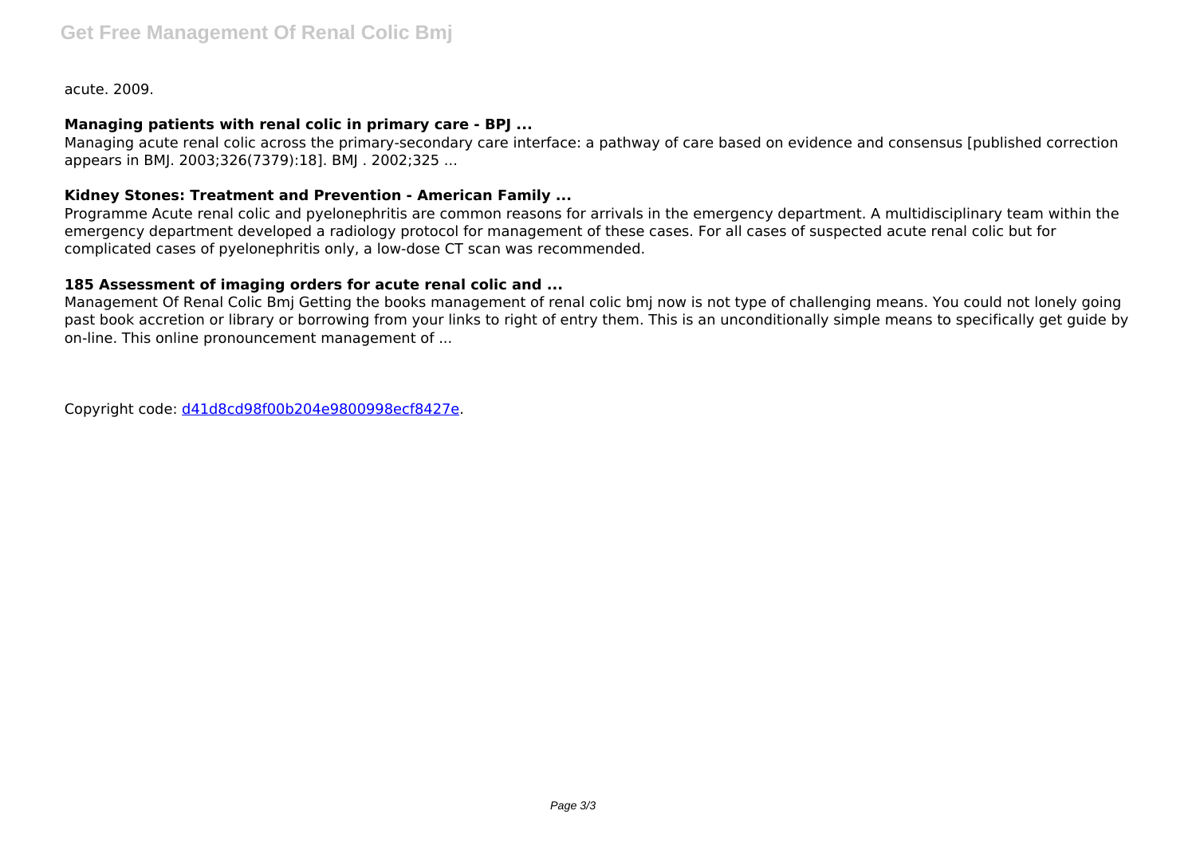acute. 2009.

**Managing patients with renal colic in primary care - BPJ ...**

Managing acute renal colic across the primary-secondary care interface: a pathway of care based on evidence and consensus [published correction appears in BMJ. 2003;326(7379):18]. BMJ . 2002;325 ...

**Kidney Stones: Treatment and Prevention - American Family ...**

Programme Acute renal colic and pyelonephritis are common reasons for arrivals in the emergency department. A multidisciplinary team within the emergency department developed a radiology protocol for management of these cases. For all cases of suspected acute renal colic but for complicated cases of pyelonephritis only, a low-dose CT scan was recommended.

**185 Assessment of imaging orders for acute renal colic and ...**

Management Of Renal Colic Bmj Getting the books management of renal colic bmj now is not type of challenging means. You could not lonely going past book accretion or library or borrowing from your links to right of entry them. This is an unconditionally simple means to specifically get guide by on-line. This online pronouncement management of ...

Copyright code: d41d8cd98f00b204e9800998ecf8427e.